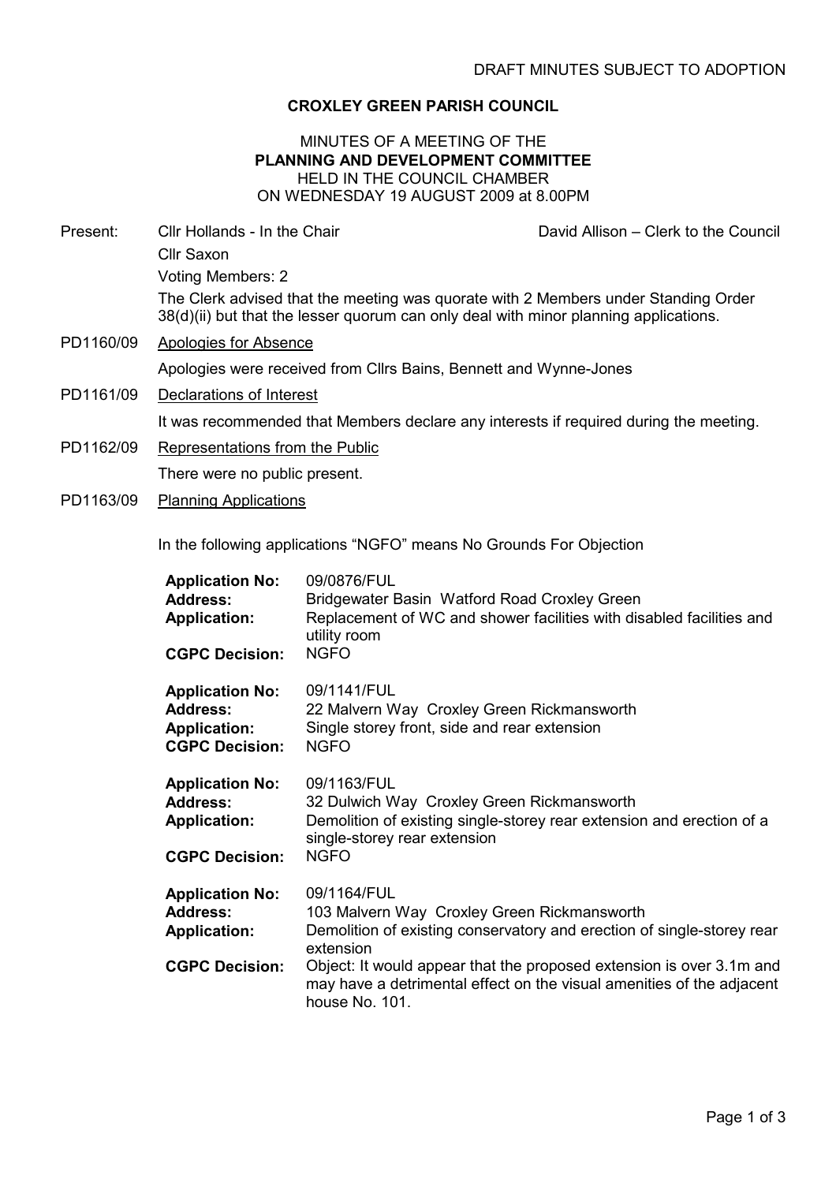DRAFT MINUTES SUBJECT TO ADOPTION

# CROXLEY GREEN PARISH COUNCIL

## MINUTES OF A MEETING OF THE PLANNING AND DEVELOPMENT COMMITTEE HELD IN THE COUNCIL CHAMBER ON WEDNESDAY 19 AUGUST 2009 at 8.00PM

**Present:** Cllr Hollands - In the Chair — David Allison – Clerk to the Council

Cllr Saxon

Voting Members: 2

The Clerk advised that the meeting was quorate with 2 Members under Standing Order 38(d)(ii) but that the lesser quorum can only deal with minor planning applications.

**PD1160/09** Apologies for Absence

Apologies were received from Cllrs Bains, Bennett and Wynne-Jones

**PD1161/09** Declarations of Interest

It was recommended that Members declare any interests if required during the meeting.

**PD1162/09** Representations from the Public

There were no public present.

**PD1163/09** Planning Applications

In the following applications "NGFO" means No Grounds For Objection

**Application No:** 09/0876/FUL
**Address:** Bridgewater Basin Watford Road Croxley Green
**Application:** Replacement of WC and shower facilities with disabled facilities and utility room
**CGPC Decision:** NGFO

**Application No:** 09/1141/FUL
**Address:** 22 Malvern Way Croxley Green Rickmansworth
**Application:** Single storey front, side and rear extension
**CGPC Decision:** NGFO

**Application No:** 09/1163/FUL
**Address:** 32 Dulwich Way Croxley Green Rickmansworth
**Application:** Demolition of existing single-storey rear extension and erection of a single-storey rear extension
**CGPC Decision:** NGFO

**Application No:** 09/1164/FUL
**Address:** 103 Malvern Way Croxley Green Rickmansworth
**Application:** Demolition of existing conservatory and erection of single-storey rear extension
**CGPC Decision:** Object: It would appear that the proposed extension is over 3.1m and may have a detrimental effect on the visual amenities of the adjacent house No. 101.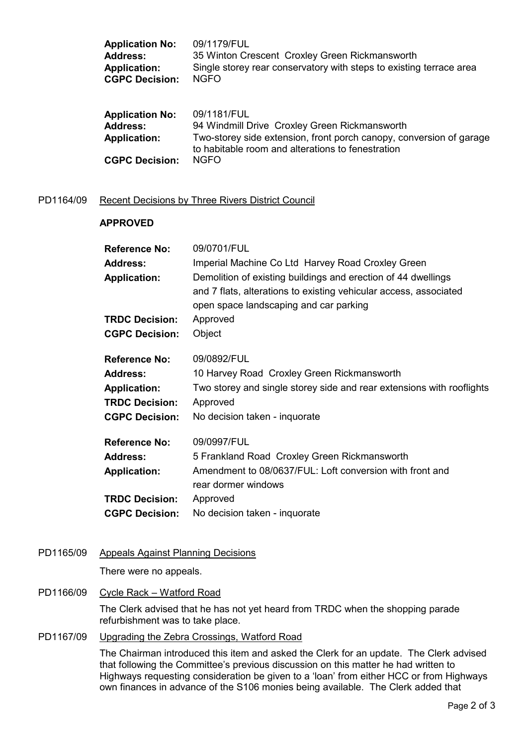**Application No:** 09/1179/FUL
**Address:** 35 Winton Crescent Croxley Green Rickmansworth
**Application:** Single storey rear conservatory with steps to existing terrace area
**CGPC Decision:** NGFO

**Application No:** 09/1181/FUL
**Address:** 94 Windmill Drive Croxley Green Rickmansworth
**Application:** Two-storey side extension, front porch canopy, conversion of garage to habitable room and alterations to fenestration
**CGPC Decision:** NGFO

PD1164/09 Recent Decisions by Three Rivers District Council

**APPROVED**

**Reference No:** 09/0701/FUL
**Address:** Imperial Machine Co Ltd Harvey Road Croxley Green
**Application:** Demolition of existing buildings and erection of 44 dwellings and 7 flats, alterations to existing vehicular access, associated open space landscaping and car parking
**TRDC Decision:** Approved
**CGPC Decision:** Object

**Reference No:** 09/0892/FUL
**Address:** 10 Harvey Road Croxley Green Rickmansworth
**Application:** Two storey and single storey side and rear extensions with rooflights
**TRDC Decision:** Approved
**CGPC Decision:** No decision taken - inquorate

**Reference No:** 09/0997/FUL
**Address:** 5 Frankland Road Croxley Green Rickmansworth
**Application:** Amendment to 08/0637/FUL: Loft conversion with front and rear dormer windows
**TRDC Decision:** Approved
**CGPC Decision:** No decision taken - inquorate

PD1165/09 Appeals Against Planning Decisions

There were no appeals.

PD1166/09 Cycle Rack – Watford Road

The Clerk advised that he has not yet heard from TRDC when the shopping parade refurbishment was to take place.

PD1167/09 Upgrading the Zebra Crossings, Watford Road

The Chairman introduced this item and asked the Clerk for an update. The Clerk advised that following the Committee's previous discussion on this matter he had written to Highways requesting consideration be given to a 'loan' from either HCC or from Highways own finances in advance of the S106 monies being available. The Clerk added that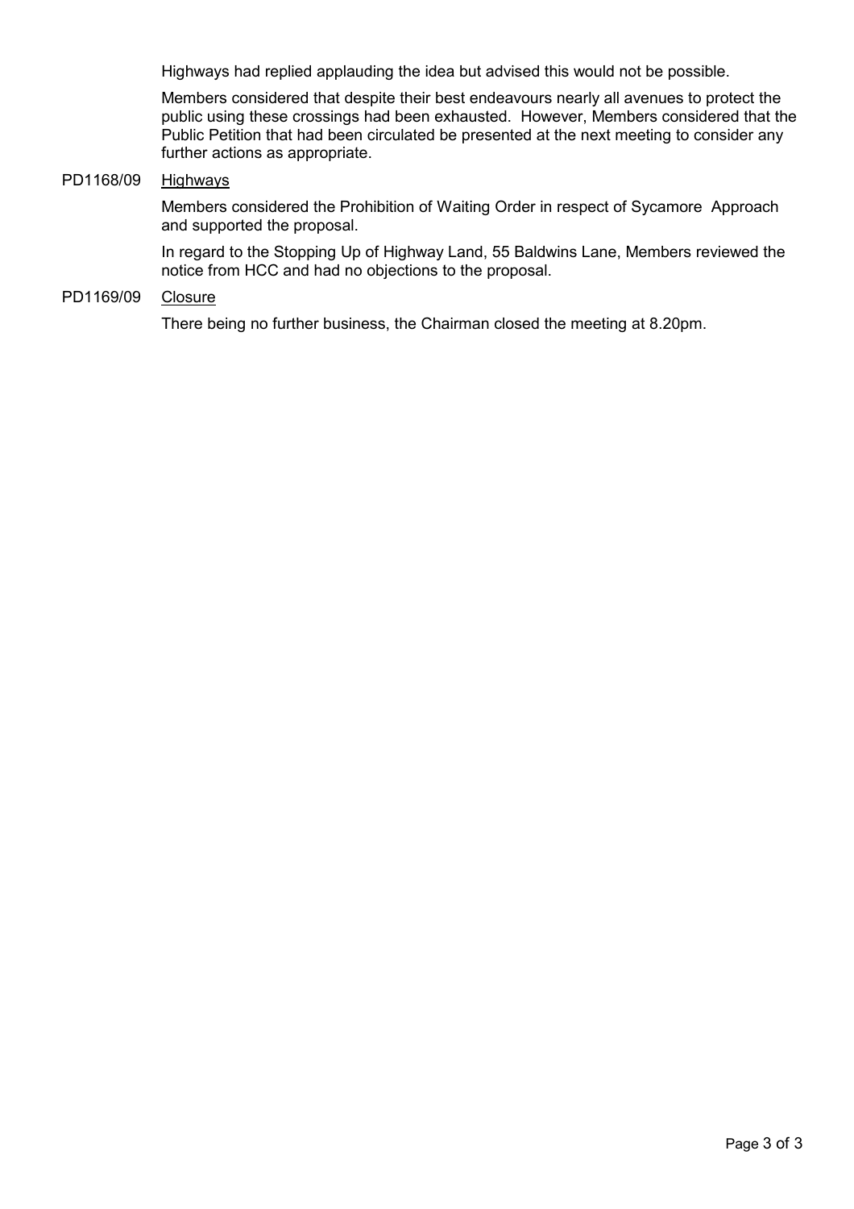Highways had replied applauding the idea but advised this would not be possible.

Members considered that despite their best endeavours nearly all avenues to protect the public using these crossings had been exhausted. However, Members considered that the Public Petition that had been circulated be presented at the next meeting to consider any further actions as appropriate.

PD1168/09 Highways

Members considered the Prohibition of Waiting Order in respect of Sycamore Approach and supported the proposal.

In regard to the Stopping Up of Highway Land, 55 Baldwins Lane, Members reviewed the notice from HCC and had no objections to the proposal.

PD1169/09 Closure

There being no further business, the Chairman closed the meeting at 8.20pm.